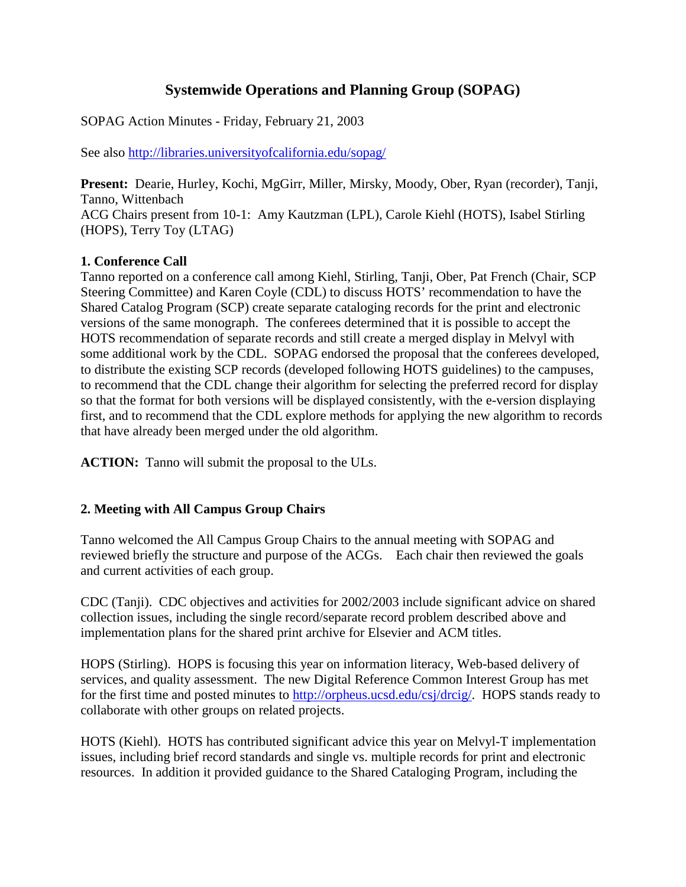# Systemwide Operations and Planning Group (SOPAG)

SOPAG Action Minutes - Friday, February 21, 2003

See also http://libraries.universityofcalifornia.edu/sopag/

**Present:** Dearie, Hurley, Kochi, MgGirr, Miller, Mirsky, Moody, Ober, Ryan (recorder), Tanji, Tanno, Wittenbach
ACG Chairs present from 10-1: Amy Kautzman (LPL), Carole Kiehl (HOTS), Isabel Stirling (HOPS), Terry Toy (LTAG)

**1. Conference Call**

Tanno reported on a conference call among Kiehl, Stirling, Tanji, Ober, Pat French (Chair, SCP Steering Committee) and Karen Coyle (CDL) to discuss HOTS' recommendation to have the Shared Catalog Program (SCP) create separate cataloging records for the print and electronic versions of the same monograph. The conferees determined that it is possible to accept the HOTS recommendation of separate records and still create a merged display in Melvyl with some additional work by the CDL. SOPAG endorsed the proposal that the conferees developed, to distribute the existing SCP records (developed following HOTS guidelines) to the campuses, to recommend that the CDL change their algorithm for selecting the preferred record for display so that the format for both versions will be displayed consistently, with the e-version displaying first, and to recommend that the CDL explore methods for applying the new algorithm to records that have already been merged under the old algorithm.

**ACTION:** Tanno will submit the proposal to the ULs.

**2. Meeting with All Campus Group Chairs**

Tanno welcomed the All Campus Group Chairs to the annual meeting with SOPAG and reviewed briefly the structure and purpose of the ACGs. Each chair then reviewed the goals and current activities of each group.

CDC (Tanji). CDC objectives and activities for 2002/2003 include significant advice on shared collection issues, including the single record/separate record problem described above and implementation plans for the shared print archive for Elsevier and ACM titles.

HOPS (Stirling). HOPS is focusing this year on information literacy, Web-based delivery of services, and quality assessment. The new Digital Reference Common Interest Group has met for the first time and posted minutes to http://orpheus.ucsd.edu/csj/drcig/. HOPS stands ready to collaborate with other groups on related projects.

HOTS (Kiehl). HOTS has contributed significant advice this year on Melvyl-T implementation issues, including brief record standards and single vs. multiple records for print and electronic resources. In addition it provided guidance to the Shared Cataloging Program, including the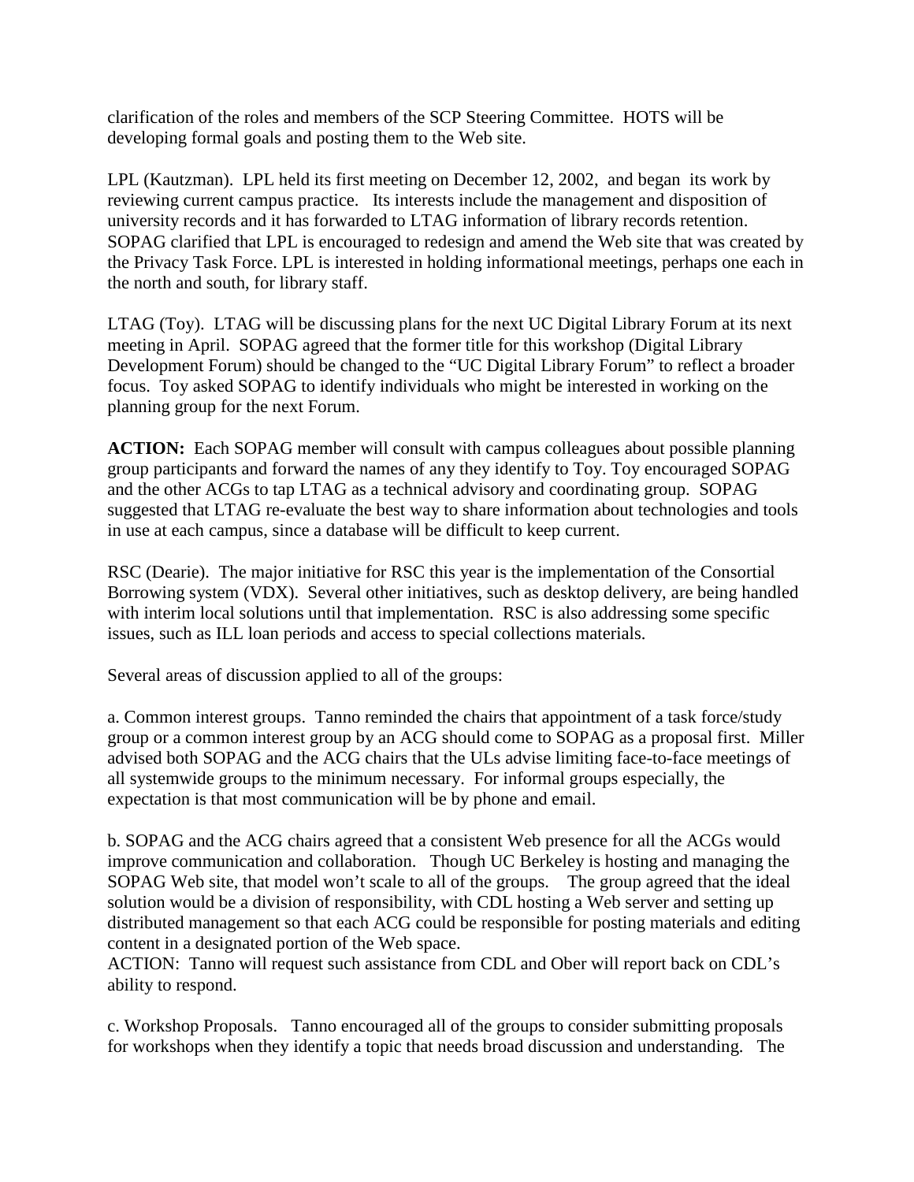clarification of the roles and members of the SCP Steering Committee. HOTS will be developing formal goals and posting them to the Web site.

LPL (Kautzman). LPL held its first meeting on December 12, 2002, and began its work by reviewing current campus practice. Its interests include the management and disposition of university records and it has forwarded to LTAG information of library records retention. SOPAG clarified that LPL is encouraged to redesign and amend the Web site that was created by the Privacy Task Force. LPL is interested in holding informational meetings, perhaps one each in the north and south, for library staff.

LTAG (Toy). LTAG will be discussing plans for the next UC Digital Library Forum at its next meeting in April. SOPAG agreed that the former title for this workshop (Digital Library Development Forum) should be changed to the "UC Digital Library Forum" to reflect a broader focus. Toy asked SOPAG to identify individuals who might be interested in working on the planning group for the next Forum.

**ACTION:** Each SOPAG member will consult with campus colleagues about possible planning group participants and forward the names of any they identify to Toy. Toy encouraged SOPAG and the other ACGs to tap LTAG as a technical advisory and coordinating group. SOPAG suggested that LTAG re-evaluate the best way to share information about technologies and tools in use at each campus, since a database will be difficult to keep current.

RSC (Dearie). The major initiative for RSC this year is the implementation of the Consortial Borrowing system (VDX). Several other initiatives, such as desktop delivery, are being handled with interim local solutions until that implementation. RSC is also addressing some specific issues, such as ILL loan periods and access to special collections materials.

Several areas of discussion applied to all of the groups:

a. Common interest groups. Tanno reminded the chairs that appointment of a task force/study group or a common interest group by an ACG should come to SOPAG as a proposal first. Miller advised both SOPAG and the ACG chairs that the ULs advise limiting face-to-face meetings of all systemwide groups to the minimum necessary. For informal groups especially, the expectation is that most communication will be by phone and email.

b. SOPAG and the ACG chairs agreed that a consistent Web presence for all the ACGs would improve communication and collaboration. Though UC Berkeley is hosting and managing the SOPAG Web site, that model won't scale to all of the groups. The group agreed that the ideal solution would be a division of responsibility, with CDL hosting a Web server and setting up distributed management so that each ACG could be responsible for posting materials and editing content in a designated portion of the Web space.
ACTION: Tanno will request such assistance from CDL and Ober will report back on CDL's ability to respond.

c. Workshop Proposals. Tanno encouraged all of the groups to consider submitting proposals for workshops when they identify a topic that needs broad discussion and understanding. The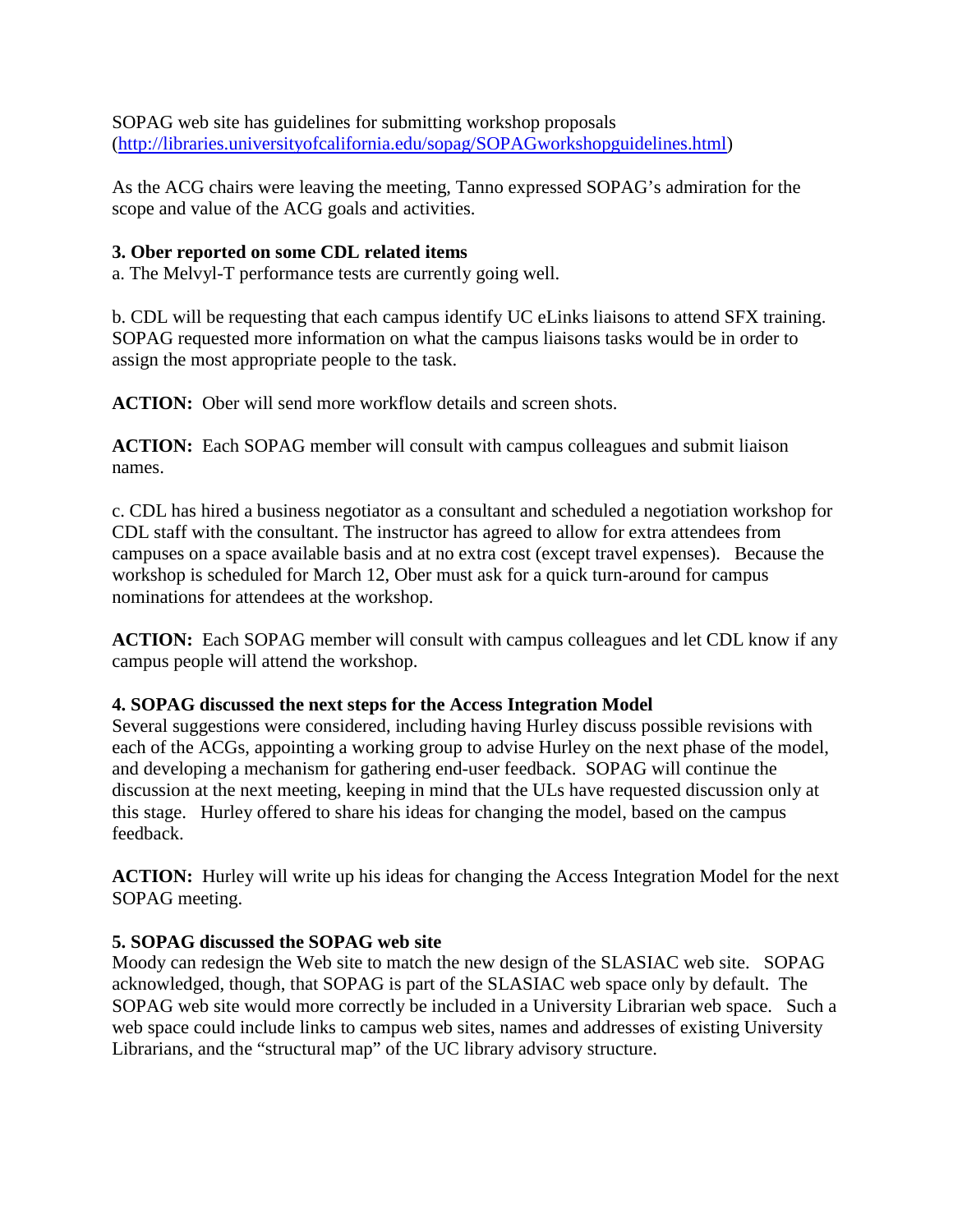SOPAG web site has guidelines for submitting workshop proposals (http://libraries.universityofcalifornia.edu/sopag/SOPAGworkshopguidelines.html)

As the ACG chairs were leaving the meeting, Tanno expressed SOPAG's admiration for the scope and value of the ACG goals and activities.

**3. Ober reported on some CDL related items**

a. The Melvyl-T performance tests are currently going well.

b. CDL will be requesting that each campus identify UC eLinks liaisons to attend SFX training. SOPAG requested more information on what the campus liaisons tasks would be in order to assign the most appropriate people to the task.

**ACTION:** Ober will send more workflow details and screen shots.

**ACTION:** Each SOPAG member will consult with campus colleagues and submit liaison names.

c. CDL has hired a business negotiator as a consultant and scheduled a negotiation workshop for CDL staff with the consultant. The instructor has agreed to allow for extra attendees from campuses on a space available basis and at no extra cost (except travel expenses). Because the workshop is scheduled for March 12, Ober must ask for a quick turn-around for campus nominations for attendees at the workshop.

**ACTION:** Each SOPAG member will consult with campus colleagues and let CDL know if any campus people will attend the workshop.

**4. SOPAG discussed the next steps for the Access Integration Model**

Several suggestions were considered, including having Hurley discuss possible revisions with each of the ACGs, appointing a working group to advise Hurley on the next phase of the model, and developing a mechanism for gathering end-user feedback. SOPAG will continue the discussion at the next meeting, keeping in mind that the ULs have requested discussion only at this stage. Hurley offered to share his ideas for changing the model, based on the campus feedback.

**ACTION:** Hurley will write up his ideas for changing the Access Integration Model for the next SOPAG meeting.

**5. SOPAG discussed the SOPAG web site**

Moody can redesign the Web site to match the new design of the SLASIAC web site. SOPAG acknowledged, though, that SOPAG is part of the SLASIAC web space only by default. The SOPAG web site would more correctly be included in a University Librarian web space. Such a web space could include links to campus web sites, names and addresses of existing University Librarians, and the "structural map" of the UC library advisory structure.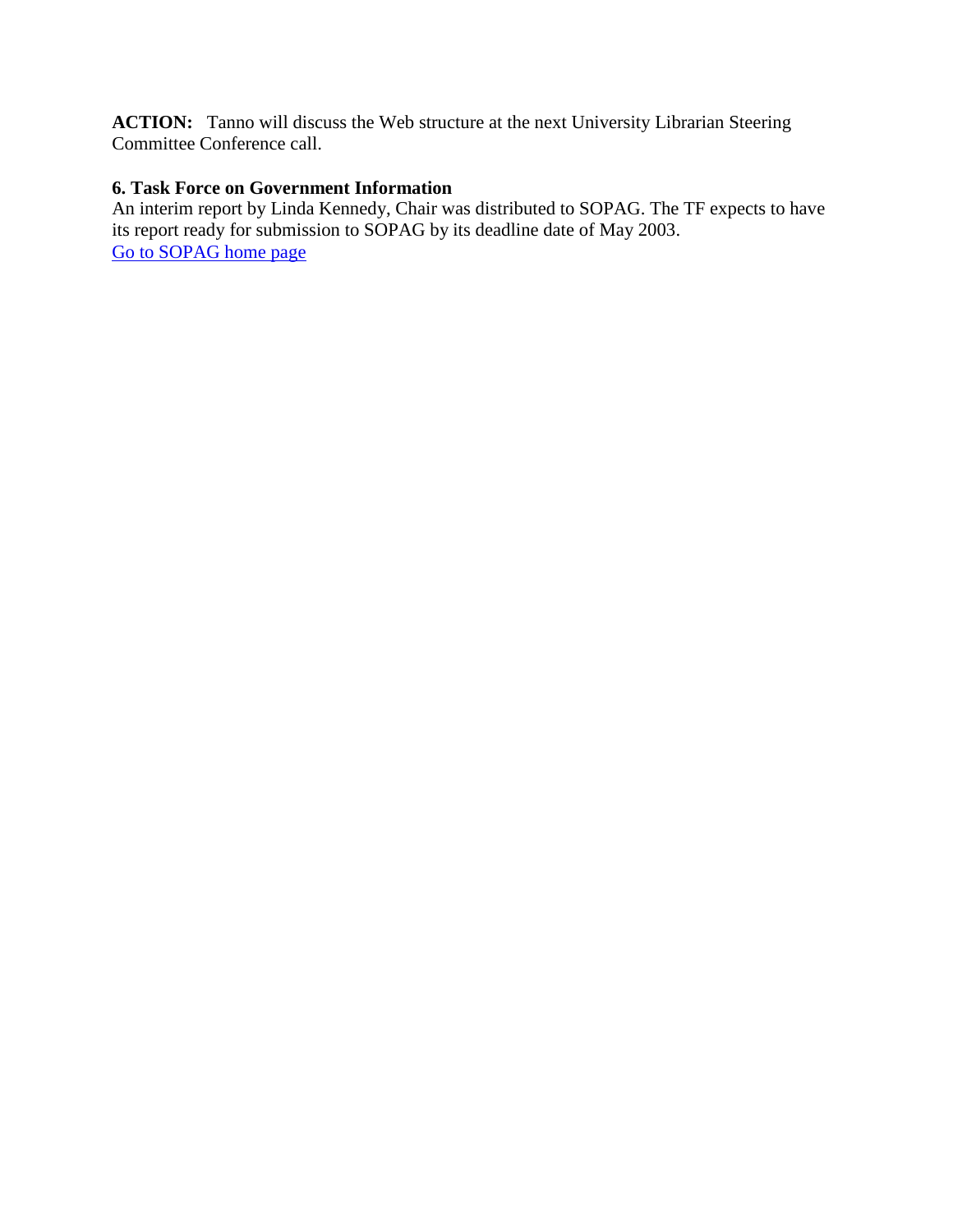**ACTION:** Tanno will discuss the Web structure at the next University Librarian Steering Committee Conference call.

**6. Task Force on Government Information**

An interim report by Linda Kennedy, Chair was distributed to SOPAG. The TF expects to have its report ready for submission to SOPAG by its deadline date of May 2003.

Go to SOPAG home page